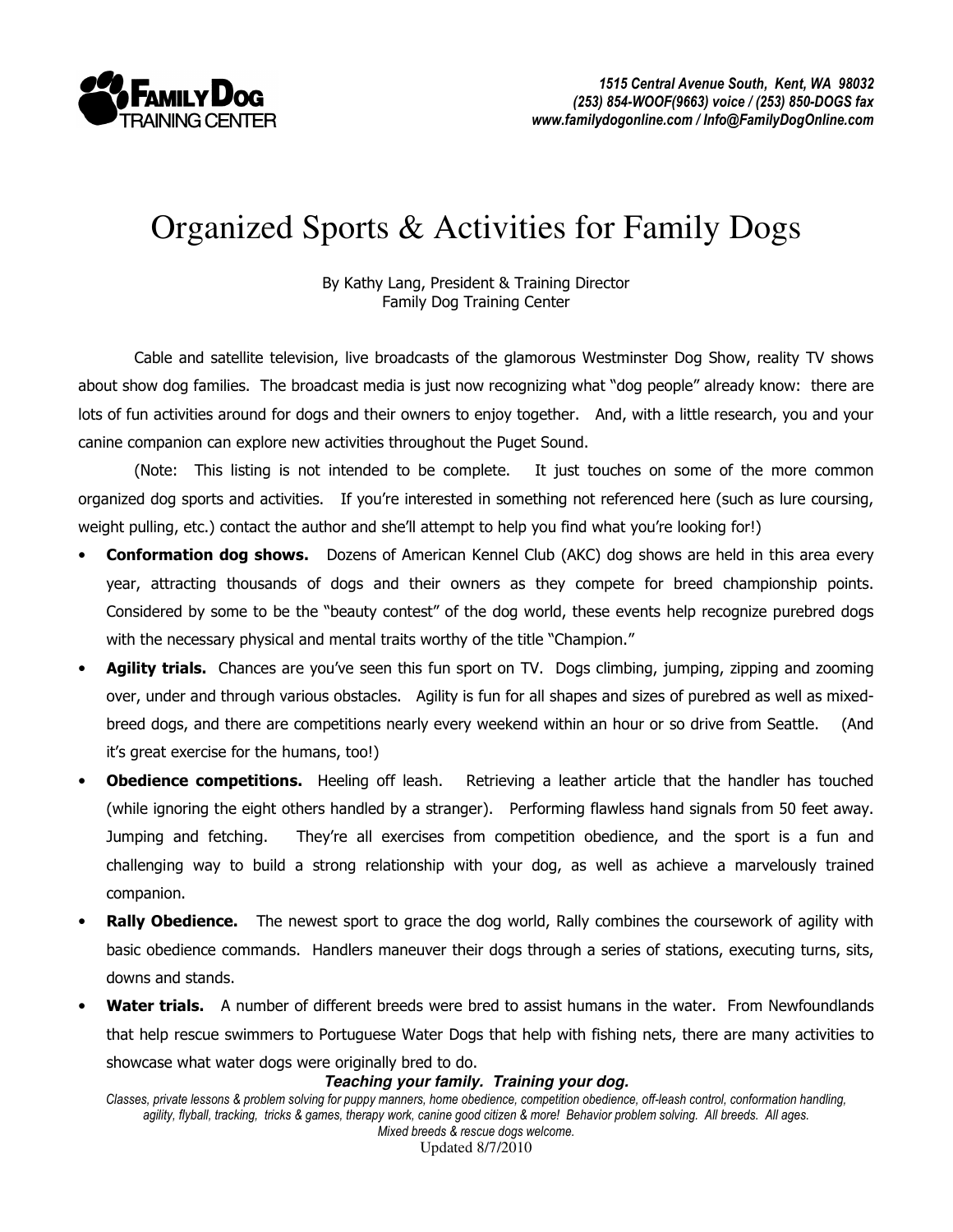**FAMILY DOG** TRAINING CENTER

*1515 Central Avenue South, Kent, WA 98032*
*(253) 854-WOOF(9663) voice / (253) 850-DOGS fax*
*www.familydogonline.com / Info@FamilyDogOnline.com*

# Organized Sports & Activities for Family Dogs

By Kathy Lang, President & Training Director
Family Dog Training Center

Cable and satellite television, live broadcasts of the glamorous Westminster Dog Show, reality TV shows about show dog families. The broadcast media is just now recognizing what "dog people" already know: there are lots of fun activities around for dogs and their owners to enjoy together. And, with a little research, you and your canine companion can explore new activities throughout the Puget Sound.

(Note: This listing is not intended to be complete. It just touches on some of the more common organized dog sports and activities. If you're interested in something not referenced here (such as lure coursing, weight pulling, etc.) contact the author and she'll attempt to help you find what you're looking for!)

- **Conformation dog shows.** Dozens of American Kennel Club (AKC) dog shows are held in this area every year, attracting thousands of dogs and their owners as they compete for breed championship points. Considered by some to be the "beauty contest" of the dog world, these events help recognize purebred dogs with the necessary physical and mental traits worthy of the title "Champion."
- **Agility trials.** Chances are you've seen this fun sport on TV. Dogs climbing, jumping, zipping and zooming over, under and through various obstacles. Agility is fun for all shapes and sizes of purebred as well as mixed-breed dogs, and there are competitions nearly every weekend within an hour or so drive from Seattle. (And it's great exercise for the humans, too!)
- **Obedience competitions.** Heeling off leash. Retrieving a leather article that the handler has touched (while ignoring the eight others handled by a stranger). Performing flawless hand signals from 50 feet away. Jumping and fetching. They're all exercises from competition obedience, and the sport is a fun and challenging way to build a strong relationship with your dog, as well as achieve a marvelously trained companion.
- **Rally Obedience.** The newest sport to grace the dog world, Rally combines the coursework of agility with basic obedience commands. Handlers maneuver their dogs through a series of stations, executing turns, sits, downs and stands.
- **Water trials.** A number of different breeds were bred to assist humans in the water. From Newfoundlands that help rescue swimmers to Portuguese Water Dogs that help with fishing nets, there are many activities to showcase what water dogs were originally bred to do.

***Teaching your family. Training your dog.***

*Classes, private lessons & problem solving for puppy manners, home obedience, competition obedience, off-leash control, conformation handling, agility, flyball, tracking, tricks & games, therapy work, canine good citizen & more! Behavior problem solving. All breeds. All ages. Mixed breeds & rescue dogs welcome.*

Updated 8/7/2010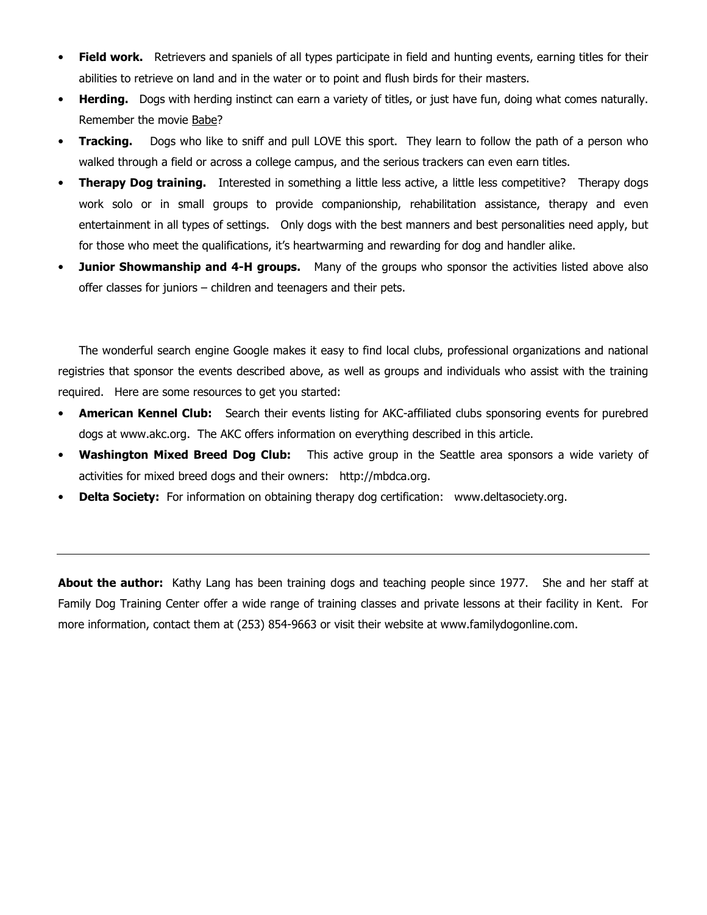- **Field work.** Retrievers and spaniels of all types participate in field and hunting events, earning titles for their abilities to retrieve on land and in the water or to point and flush birds for their masters.
- **Herding.** Dogs with herding instinct can earn a variety of titles, or just have fun, doing what comes naturally. Remember the movie Babe?
- **Tracking.** Dogs who like to sniff and pull LOVE this sport. They learn to follow the path of a person who walked through a field or across a college campus, and the serious trackers can even earn titles.
- **Therapy Dog training.** Interested in something a little less active, a little less competitive? Therapy dogs work solo or in small groups to provide companionship, rehabilitation assistance, therapy and even entertainment in all types of settings. Only dogs with the best manners and best personalities need apply, but for those who meet the qualifications, it's heartwarming and rewarding for dog and handler alike.
- **Junior Showmanship and 4-H groups.** Many of the groups who sponsor the activities listed above also offer classes for juniors – children and teenagers and their pets.

The wonderful search engine Google makes it easy to find local clubs, professional organizations and national registries that sponsor the events described above, as well as groups and individuals who assist with the training required. Here are some resources to get you started:

- **American Kennel Club:** Search their events listing for AKC-affiliated clubs sponsoring events for purebred dogs at www.akc.org. The AKC offers information on everything described in this article.
- **Washington Mixed Breed Dog Club:** This active group in the Seattle area sponsors a wide variety of activities for mixed breed dogs and their owners: http://mbdca.org.
- **Delta Society:** For information on obtaining therapy dog certification: www.deltasociety.org.

---

**About the author:** Kathy Lang has been training dogs and teaching people since 1977. She and her staff at Family Dog Training Center offer a wide range of training classes and private lessons at their facility in Kent. For more information, contact them at (253) 854-9663 or visit their website at www.familydogonline.com.